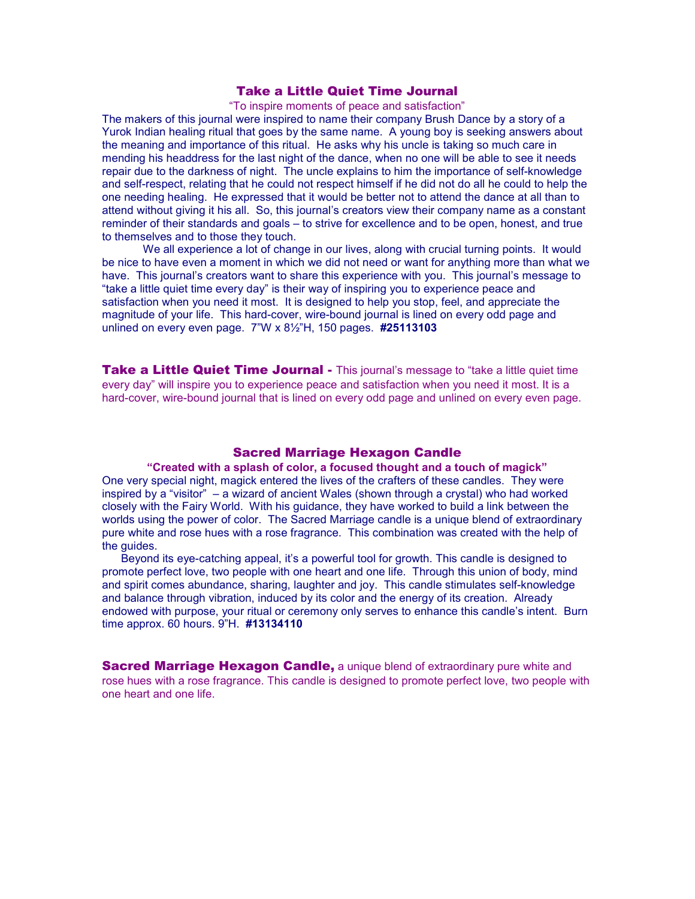## Take a Little Quiet Time Journal

"To inspire moments of peace and satisfaction"

The makers of this journal were inspired to name their company Brush Dance by a story of a Yurok Indian healing ritual that goes by the same name. A young boy is seeking answers about the meaning and importance of this ritual. He asks why his uncle is taking so much care in mending his headdress for the last night of the dance, when no one will be able to see it needs repair due to the darkness of night. The uncle explains to him the importance of self-knowledge and self-respect, relating that he could not respect himself if he did not do all he could to help the one needing healing. He expressed that it would be better not to attend the dance at all than to attend without giving it his all. So, this journal's creators view their company name as a constant reminder of their standards and goals – to strive for excellence and to be open, honest, and true to themselves and to those they touch.

We all experience a lot of change in our lives, along with crucial turning points. It would be nice to have even a moment in which we did not need or want for anything more than what we have. This journal's creators want to share this experience with you. This journal's message to "take a little quiet time every day" is their way of inspiring you to experience peace and satisfaction when you need it most. It is designed to help you stop, feel, and appreciate the magnitude of your life. This hard-cover, wire-bound journal is lined on every odd page and unlined on every even page. 7"W x 8½"H, 150 pages. **#25113103**

**Take a Little Quiet Time Journal -** This journal's message to "take a little quiet time every day" will inspire you to experience peace and satisfaction when you need it most. It is a hard-cover, wire-bound journal that is lined on every odd page and unlined on every even page.

## Sacred Marriage Hexagon Candle

**"Created with a splash of color, a focused thought and a touch of magick"**

One very special night, magick entered the lives of the crafters of these candles. They were inspired by a "visitor" – a wizard of ancient Wales (shown through a crystal) who had worked closely with the Fairy World. With his guidance, they have worked to build a link between the worlds using the power of color. The Sacred Marriage candle is a unique blend of extraordinary pure white and rose hues with a rose fragrance. This combination was created with the help of the guides.

Beyond its eye-catching appeal, it's a powerful tool for growth. This candle is designed to promote perfect love, two people with one heart and one life. Through this union of body, mind and spirit comes abundance, sharing, laughter and joy. This candle stimulates self-knowledge and balance through vibration, induced by its color and the energy of its creation. Already endowed with purpose, your ritual or ceremony only serves to enhance this candle's intent. Burn time approx. 60 hours. 9"H. **#13134110**

**Sacred Marriage Hexagon Candle,** a unique blend of extraordinary pure white and rose hues with a rose fragrance. This candle is designed to promote perfect love, two people with one heart and one life.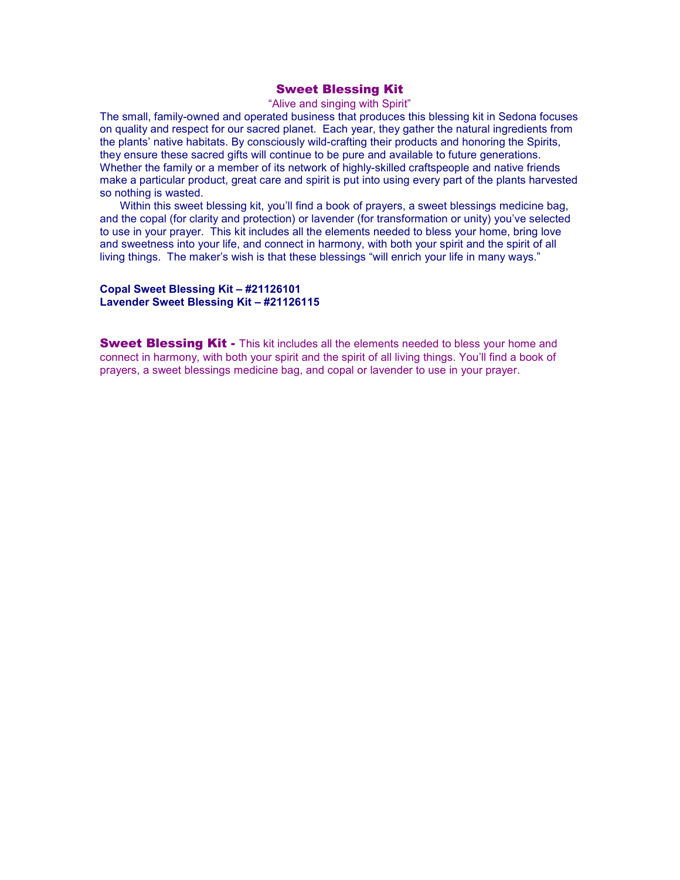# Sweet Blessing Kit

"Alive and singing with Spirit"

The small, family-owned and operated business that produces this blessing kit in Sedona focuses on quality and respect for our sacred planet. Each year, they gather the natural ingredients from the plants' native habitats. By consciously wild-crafting their products and honoring the Spirits, they ensure these sacred gifts will continue to be pure and available to future generations. Whether the family or a member of its network of highly-skilled craftspeople and native friends make a particular product, great care and spirit is put into using every part of the plants harvested so nothing is wasted.

Within this sweet blessing kit, you'll find a book of prayers, a sweet blessings medicine bag, and the copal (for clarity and protection) or lavender (for transformation or unity) you've selected to use in your prayer. This kit includes all the elements needed to bless your home, bring love and sweetness into your life, and connect in harmony, with both your spirit and the spirit of all living things. The maker's wish is that these blessings "will enrich your life in many ways."

**Copal Sweet Blessing Kit – #21126101**
**Lavender Sweet Blessing Kit – #21126115**

**Sweet Blessing Kit -** This kit includes all the elements needed to bless your home and connect in harmony, with both your spirit and the spirit of all living things. You'll find a book of prayers, a sweet blessings medicine bag, and copal or lavender to use in your prayer.